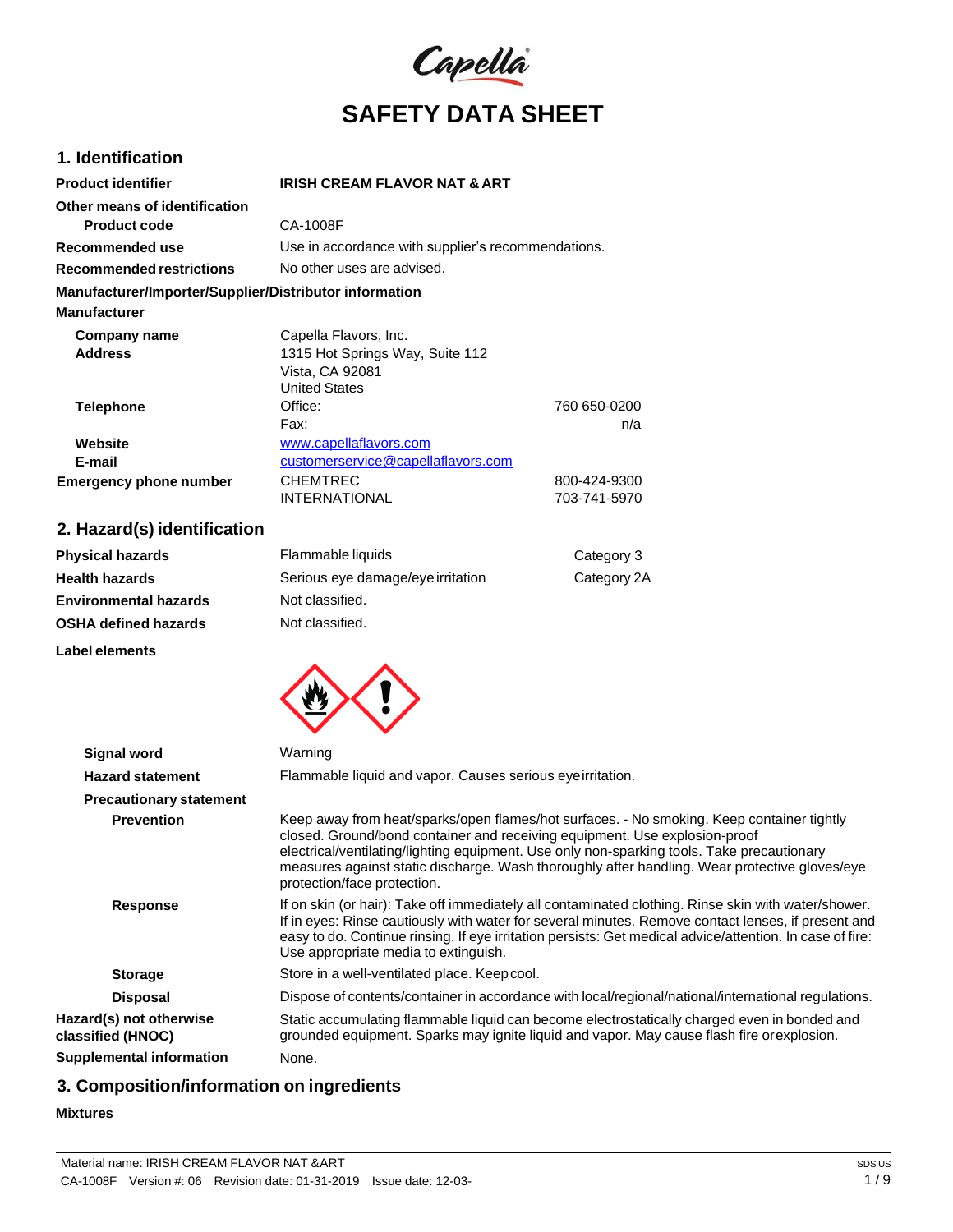# SAFETY DATA SHEET

## 1. Identification

| | | |
|---|---|---|
| **Product identifier** | **IRISH CREAM FLAVOR NAT & ART** | |
| **Other means of identification** | | |
| **Product code** | CA-1008F | |
| **Recommended use** | Use in accordance with supplier's recommendations. | |
| **Recommended restrictions** | No other uses are advised. | |

**Manufacturer/Importer/Supplier/Distributor information**

**Manufacturer**

| | | |
|---|---|---|
| **Company name** | Capella Flavors, Inc. | |
| **Address** | 1315 Hot Springs Way, Suite 112<br>Vista, CA 92081<br>United States | |
| **Telephone** | Office: | 760 650-0200 |
| | Fax: | n/a |
| **Website** | www.capellaflavors.com | |
| **E-mail** | customerservice@capellaflavors.com | |
| **Emergency phone number** | CHEMTREC | 800-424-9300 |
| | INTERNATIONAL | 703-741-5970 |

## 2. Hazard(s) identification

| | | |
|---|---|---|
| **Physical hazards** | Flammable liquids | Category 3 |
| **Health hazards** | Serious eye damage/eye irritation | Category 2A |
| **Environmental hazards** | Not classified. | |
| **OSHA defined hazards** | Not classified. | |

**Label elements**

**Signal word** Warning

**Hazard statement** Flammable liquid and vapor. Causes serious eye irritation.

**Precautionary statement**

**Prevention** Keep away from heat/sparks/open flames/hot surfaces. - No smoking. Keep container tightly closed. Ground/bond container and receiving equipment. Use explosion-proof electrical/ventilating/lighting equipment. Use only non-sparking tools. Take precautionary measures against static discharge. Wash thoroughly after handling. Wear protective gloves/eye protection/face protection.

**Response** If on skin (or hair): Take off immediately all contaminated clothing. Rinse skin with water/shower. If in eyes: Rinse cautiously with water for several minutes. Remove contact lenses, if present and easy to do. Continue rinsing. If eye irritation persists: Get medical advice/attention. In case of fire: Use appropriate media to extinguish.

**Storage** Store in a well-ventilated place. Keep cool.

**Disposal** Dispose of contents/container in accordance with local/regional/national/international regulations.

**Hazard(s) not otherwise classified (HNOC)** Static accumulating flammable liquid can become electrostatically charged even in bonded and grounded equipment. Sparks may ignite liquid and vapor. May cause flash fire or explosion.

**Supplemental information** None.

## 3. Composition/information on ingredients

**Mixtures**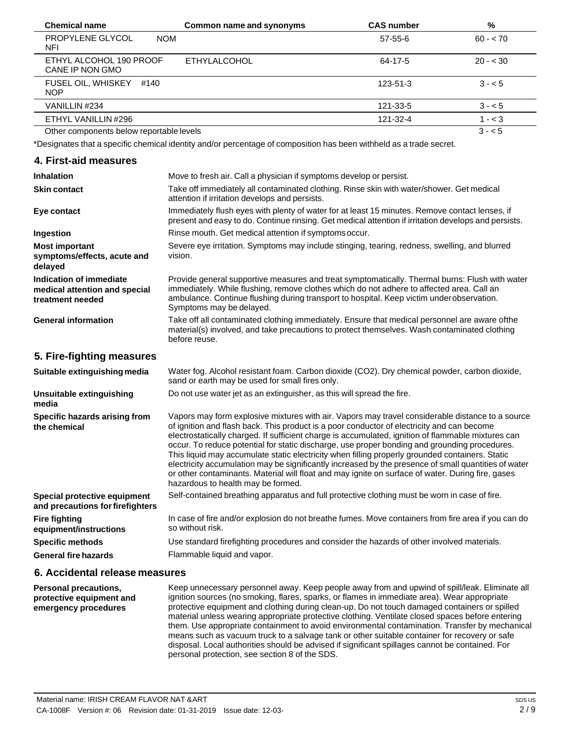| Chemical name | Common name and synonyms | CAS number | % |
|---|---|---|---|
| PROPYLENE GLYCOL NOM NFI | | 57-55-6 | 60 - < 70 |
| ETHYL ALCOHOL 190 PROOF CANE IP NON GMO | ETHYLALCOHOL | 64-17-5 | 20 - < 30 |
| FUSEL OIL, WHISKEY #140 NOP | | 123-51-3 | 3 - < 5 |
| VANILLIN #234 | | 121-33-5 | 3 - < 5 |
| ETHYL VANILLIN #296 | | 121-32-4 | 1 - < 3 |
| Other components below reportable levels | | | 3 - < 5 |

*Designates that a specific chemical identity and/or percentage of composition has been withheld as a trade secret.

## 4. First-aid measures

**Inhalation** Move to fresh air. Call a physician if symptoms develop or persist.

**Skin contact** Take off immediately all contaminated clothing. Rinse skin with water/shower. Get medical attention if irritation develops and persists.

**Eye contact** Immediately flush eyes with plenty of water for at least 15 minutes. Remove contact lenses, if present and easy to do. Continue rinsing. Get medical attention if irritation develops and persists.

**Ingestion** Rinse mouth. Get medical attention if symptoms occur.

**Most important symptoms/effects, acute and delayed** Severe eye irritation. Symptoms may include stinging, tearing, redness, swelling, and blurred vision.

**Indication of immediate medical attention and special treatment needed** Provide general supportive measures and treat symptomatically. Thermal burns: Flush with water immediately. While flushing, remove clothes which do not adhere to affected area. Call an ambulance. Continue flushing during transport to hospital. Keep victim under observation. Symptoms may be delayed.

**General information** Take off all contaminated clothing immediately. Ensure that medical personnel are aware ofthe material(s) involved, and take precautions to protect themselves. Wash contaminated clothing before reuse.

## 5. Fire-fighting measures

**Suitable extinguishing media** Water fog. Alcohol resistant foam. Carbon dioxide (CO2). Dry chemical powder, carbon dioxide, sand or earth may be used for small fires only.

**Unsuitable extinguishing media** Do not use water jet as an extinguisher, as this will spread the fire.

**Specific hazards arising from the chemical** Vapors may form explosive mixtures with air. Vapors may travel considerable distance to a source of ignition and flash back. This product is a poor conductor of electricity and can become electrostatically charged. If sufficient charge is accumulated, ignition of flammable mixtures can occur. To reduce potential for static discharge, use proper bonding and grounding procedures. This liquid may accumulate static electricity when filling properly grounded containers. Static electricity accumulation may be significantly increased by the presence of small quantities of water or other contaminants. Material will float and may ignite on surface of water. During fire, gases hazardous to health may be formed.

**Special protective equipment and precautions for firefighters** Self-contained breathing apparatus and full protective clothing must be worn in case of fire.

**Fire fighting equipment/instructions** In case of fire and/or explosion do not breathe fumes. Move containers from fire area if you can do so without risk.

**Specific methods** Use standard firefighting procedures and consider the hazards of other involved materials.

**General fire hazards** Flammable liquid and vapor.

## 6. Accidental release measures

**Personal precautions, protective equipment and emergency procedures** Keep unnecessary personnel away. Keep people away from and upwind of spill/leak. Eliminate all ignition sources (no smoking, flares, sparks, or flames in immediate area). Wear appropriate protective equipment and clothing during clean-up. Do not touch damaged containers or spilled material unless wearing appropriate protective clothing. Ventilate closed spaces before entering them. Use appropriate containment to avoid environmental contamination. Transfer by mechanical means such as vacuum truck to a salvage tank or other suitable container for recovery or safe disposal. Local authorities should be advised if significant spillages cannot be contained. For personal protection, see section 8 of the SDS.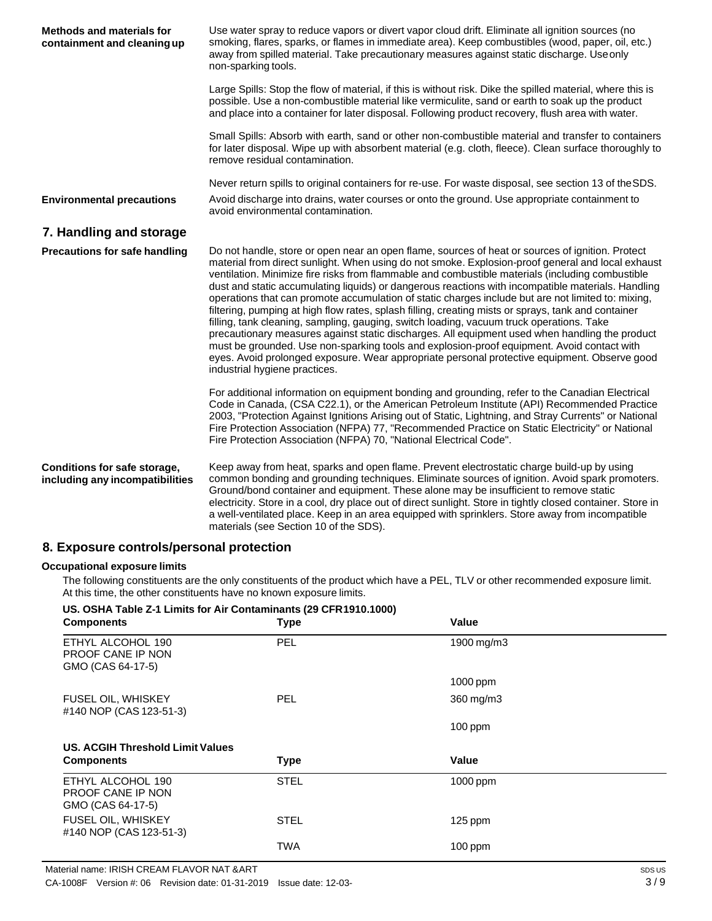**Methods and materials for containment and cleaning up**

Use water spray to reduce vapors or divert vapor cloud drift. Eliminate all ignition sources (no smoking, flares, sparks, or flames in immediate area). Keep combustibles (wood, paper, oil, etc.) away from spilled material. Take precautionary measures against static discharge. Use only non-sparking tools.

Large Spills: Stop the flow of material, if this is without risk. Dike the spilled material, where this is possible. Use a non-combustible material like vermiculite, sand or earth to soak up the product and place into a container for later disposal. Following product recovery, flush area with water.

Small Spills: Absorb with earth, sand or other non-combustible material and transfer to containers for later disposal. Wipe up with absorbent material (e.g. cloth, fleece). Clean surface thoroughly to remove residual contamination.

Never return spills to original containers for re-use. For waste disposal, see section 13 of the SDS.

**Environmental precautions**

Avoid discharge into drains, water courses or onto the ground. Use appropriate containment to avoid environmental contamination.

## 7. Handling and storage

**Precautions for safe handling**

Do not handle, store or open near an open flame, sources of heat or sources of ignition. Protect material from direct sunlight. When using do not smoke. Explosion-proof general and local exhaust ventilation. Minimize fire risks from flammable and combustible materials (including combustible dust and static accumulating liquids) or dangerous reactions with incompatible materials. Handling operations that can promote accumulation of static charges include but are not limited to: mixing, filtering, pumping at high flow rates, splash filling, creating mists or sprays, tank and container filling, tank cleaning, sampling, gauging, switch loading, vacuum truck operations. Take precautionary measures against static discharges. All equipment used when handling the product must be grounded. Use non-sparking tools and explosion-proof equipment. Avoid contact with eyes. Avoid prolonged exposure. Wear appropriate personal protective equipment. Observe good industrial hygiene practices.

For additional information on equipment bonding and grounding, refer to the Canadian Electrical Code in Canada, (CSA C22.1), or the American Petroleum Institute (API) Recommended Practice 2003, "Protection Against Ignitions Arising out of Static, Lightning, and Stray Currents" or National Fire Protection Association (NFPA) 77, "Recommended Practice on Static Electricity" or National Fire Protection Association (NFPA) 70, "National Electrical Code".

**Conditions for safe storage, including any incompatibilities**

Keep away from heat, sparks and open flame. Prevent electrostatic charge build-up by using common bonding and grounding techniques. Eliminate sources of ignition. Avoid spark promoters. Ground/bond container and equipment. These alone may be insufficient to remove static electricity. Store in a cool, dry place out of direct sunlight. Store in tightly closed container. Store in a well-ventilated place. Keep in an area equipped with sprinklers. Store away from incompatible materials (see Section 10 of the SDS).

## 8. Exposure controls/personal protection

### Occupational exposure limits

The following constituents are the only constituents of the product which have a PEL, TLV or other recommended exposure limit. At this time, the other constituents have no known exposure limits.

**US. OSHA Table Z-1 Limits for Air Contaminants (29 CFR1910.1000)**

| Components | Type | Value |
|---|---|---|
| ETHYL ALCOHOL 190 PROOF CANE IP NON GMO (CAS 64-17-5) | PEL | 1900 mg/m3 |
| | | 1000 ppm |
| FUSEL OIL, WHISKEY #140 NOP (CAS 123-51-3) | PEL | 360 mg/m3 |
| | | 100 ppm |

**US. ACGIH Threshold Limit Values**

| Components | Type | Value |
|---|---|---|
| ETHYL ALCOHOL 190 PROOF CANE IP NON GMO (CAS 64-17-5) | STEL | 1000 ppm |
| FUSEL OIL, WHISKEY #140 NOP (CAS 123-51-3) | STEL | 125 ppm |
| | TWA | 100 ppm |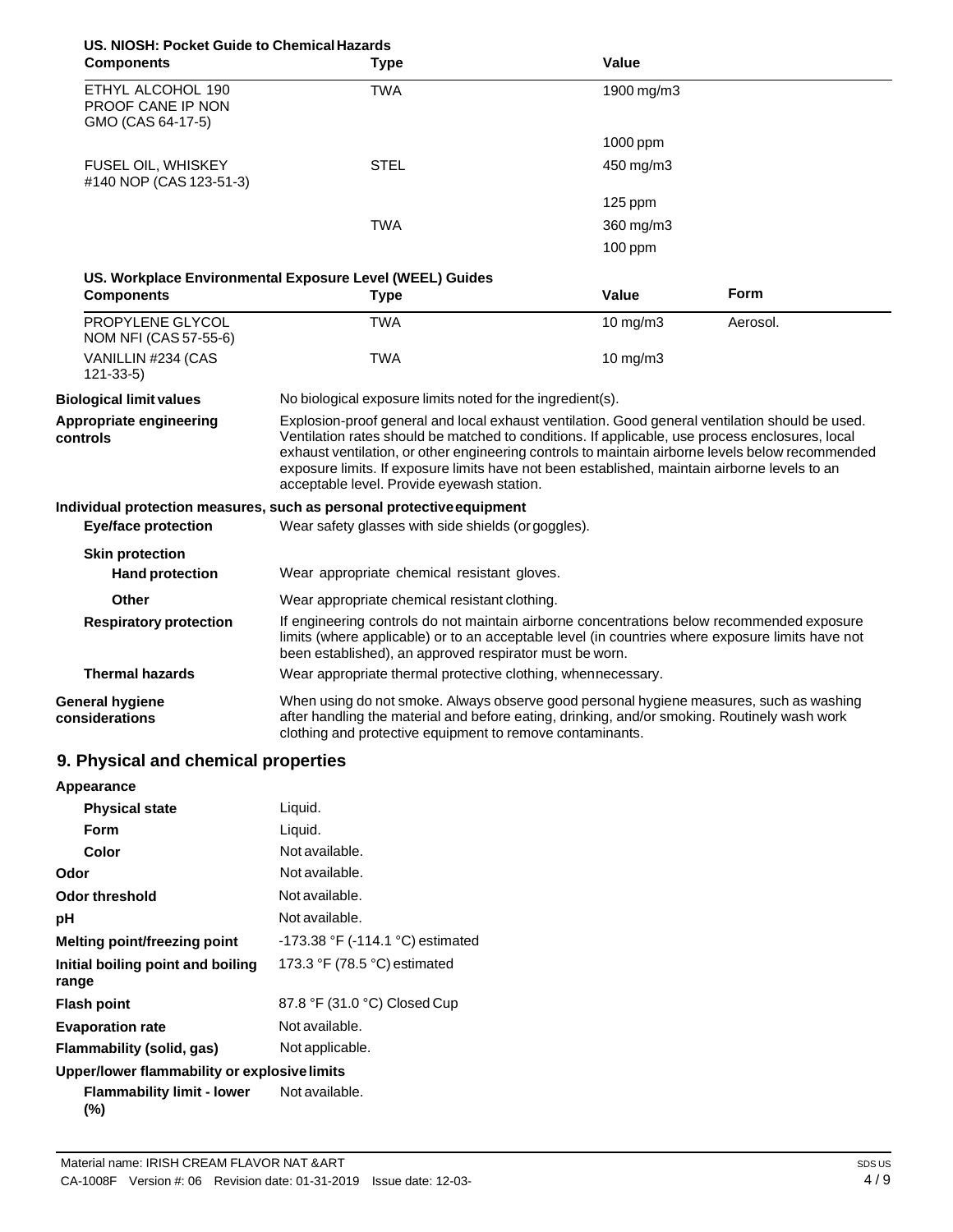**US. NIOSH: Pocket Guide to Chemical Hazards**

| Components | Type | Value |
|---|---|---|
| ETHYL ALCOHOL 190 PROOF CANE IP NON GMO (CAS 64-17-5) | TWA | 1900 mg/m3 |
| | | 1000 ppm |
| FUSEL OIL, WHISKEY #140 NOP (CAS 123-51-3) | STEL | 450 mg/m3 |
| | | 125 ppm |
| | TWA | 360 mg/m3 |
| | | 100 ppm |

**US. Workplace Environmental Exposure Level (WEEL) Guides**

| Components | Type | Value | Form |
|---|---|---|---|
| PROPYLENE GLYCOL NOM NFI (CAS 57-55-6) | TWA | 10 mg/m3 | Aerosol. |
| VANILLIN #234 (CAS 121-33-5) | TWA | 10 mg/m3 | |

**Biological limit values** No biological exposure limits noted for the ingredient(s).

**Appropriate engineering controls** Explosion-proof general and local exhaust ventilation. Good general ventilation should be used. Ventilation rates should be matched to conditions. If applicable, use process enclosures, local exhaust ventilation, or other engineering controls to maintain airborne levels below recommended exposure limits. If exposure limits have not been established, maintain airborne levels to an acceptable level. Provide eyewash station.

**Individual protection measures, such as personal protective equipment**

**Eye/face protection** Wear safety glasses with side shields (or goggles).

**Skin protection**

**Hand protection** Wear appropriate chemical resistant gloves.

**Other** Wear appropriate chemical resistant clothing.

**Respiratory protection** If engineering controls do not maintain airborne concentrations below recommended exposure limits (where applicable) or to an acceptable level (in countries where exposure limits have not been established), an approved respirator must be worn.

**Thermal hazards** Wear appropriate thermal protective clothing, when necessary.

**General hygiene considerations** When using do not smoke. Always observe good personal hygiene measures, such as washing after handling the material and before eating, drinking, and/or smoking. Routinely wash work clothing and protective equipment to remove contaminants.

## 9. Physical and chemical properties

**Appearance**

| | |
|---|---|
| **Physical state** | Liquid. |
| **Form** | Liquid. |
| **Color** | Not available. |
| **Odor** | Not available. |
| **Odor threshold** | Not available. |
| **pH** | Not available. |
| **Melting point/freezing point** | -173.38 °F (-114.1 °C) estimated |
| **Initial boiling point and boiling range** | 173.3 °F (78.5 °C) estimated |
| **Flash point** | 87.8 °F (31.0 °C) Closed Cup |
| **Evaporation rate** | Not available. |
| **Flammability (solid, gas)** | Not applicable. |

**Upper/lower flammability or explosive limits**

| | |
|---|---|
| **Flammability limit - lower (%)** | Not available. |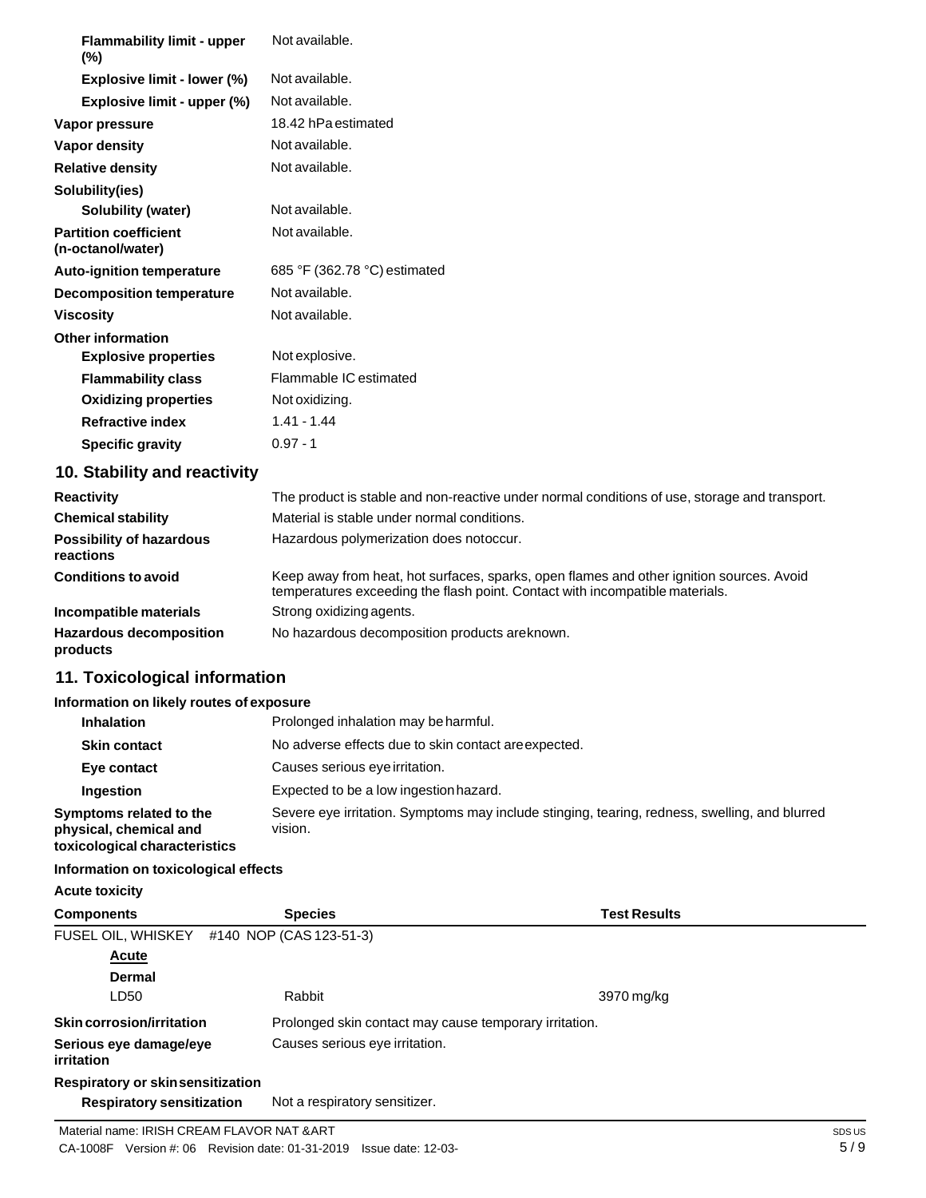| | |
|---|---|
| **Flammability limit - upper (%)** | Not available. |
| **Explosive limit - lower (%)** | Not available. |
| **Explosive limit - upper (%)** | Not available. |
| **Vapor pressure** | 18.42 hPa estimated |
| **Vapor density** | Not available. |
| **Relative density** | Not available. |
| **Solubility(ies)** | |
| **Solubility (water)** | Not available. |
| **Partition coefficient (n-octanol/water)** | Not available. |
| **Auto-ignition temperature** | 685 °F (362.78 °C) estimated |
| **Decomposition temperature** | Not available. |
| **Viscosity** | Not available. |
| **Other information** | |
| **Explosive properties** | Not explosive. |
| **Flammability class** | Flammable IC estimated |
| **Oxidizing properties** | Not oxidizing. |
| **Refractive index** | 1.41 - 1.44 |
| **Specific gravity** | 0.97 - 1 |

## 10. Stability and reactivity

| | |
|---|---|
| **Reactivity** | The product is stable and non-reactive under normal conditions of use, storage and transport. |
| **Chemical stability** | Material is stable under normal conditions. |
| **Possibility of hazardous reactions** | Hazardous polymerization does notoccur. |
| **Conditions to avoid** | Keep away from heat, hot surfaces, sparks, open flames and other ignition sources. Avoid temperatures exceeding the flash point. Contact with incompatible materials. |
| **Incompatible materials** | Strong oxidizing agents. |
| **Hazardous decomposition products** | No hazardous decomposition products areknown. |

## 11. Toxicological information

**Information on likely routes of exposure**

| | |
|---|---|
| **Inhalation** | Prolonged inhalation may be harmful. |
| **Skin contact** | No adverse effects due to skin contact areexpected. |
| **Eye contact** | Causes serious eye irritation. |
| **Ingestion** | Expected to be a low ingestion hazard. |
| **Symptoms related to the physical, chemical and toxicological characteristics** | Severe eye irritation. Symptoms may include stinging, tearing, redness, swelling, and blurred vision. |

**Information on toxicological effects**

**Acute toxicity**

| Components | Species | Test Results |
|---|---|---|
| FUSEL OIL, WHISKEY #140 NOP (CAS 123-51-3) | | |
| **Acute** | | |
| **Dermal** | | |
| LD50 | Rabbit | 3970 mg/kg |

| | |
|---|---|
| **Skin corrosion/irritation** | Prolonged skin contact may cause temporary irritation. |
| **Serious eye damage/eye irritation** | Causes serious eye irritation. |
| **Respiratory or skin sensitization** | |
| **Respiratory sensitization** | Not a respiratory sensitizer. |

Material name: IRISH CREAM FLAVOR NAT &ART

CA-1008F Version #: 06 Revision date: 01-31-2019 Issue date: 12-03-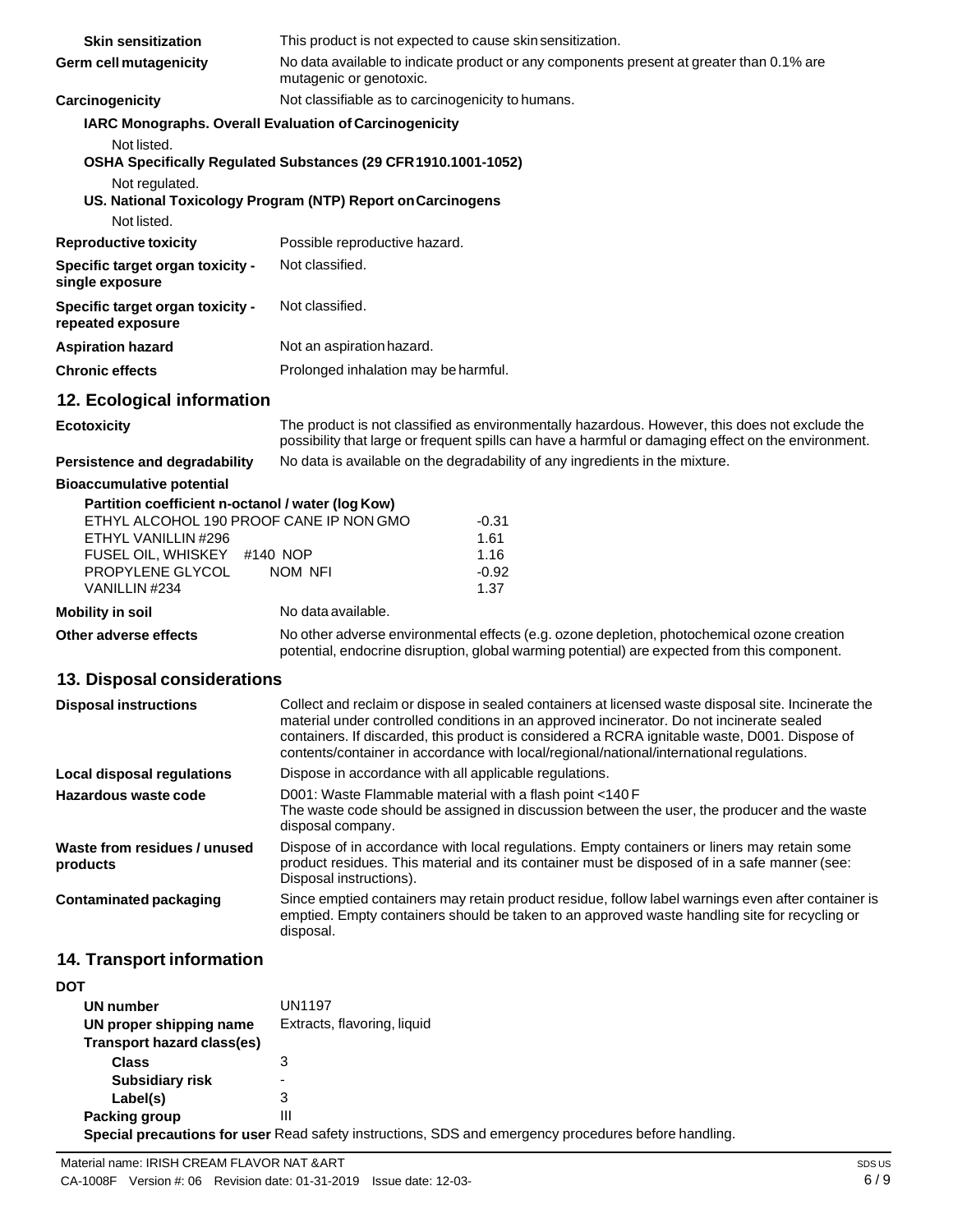| | |
|---|---|
| **Skin sensitization** | This product is not expected to cause skin sensitization. |
| **Germ cell mutagenicity** | No data available to indicate product or any components present at greater than 0.1% are mutagenic or genotoxic. |
| **Carcinogenicity** | Not classifiable as to carcinogenicity to humans. |

**IARC Monographs. Overall Evaluation of Carcinogenicity**

Not listed.

**OSHA Specifically Regulated Substances (29 CFR 1910.1001-1052)**

Not regulated.

**US. National Toxicology Program (NTP) Report on Carcinogens**

Not listed.

| | |
|---|---|
| **Reproductive toxicity** | Possible reproductive hazard. |
| **Specific target organ toxicity - single exposure** | Not classified. |
| **Specific target organ toxicity - repeated exposure** | Not classified. |
| **Aspiration hazard** | Not an aspiration hazard. |
| **Chronic effects** | Prolonged inhalation may be harmful. |

## 12. Ecological information

| | |
|---|---|
| **Ecotoxicity** | The product is not classified as environmentally hazardous. However, this does not exclude the possibility that large or frequent spills can have a harmful or damaging effect on the environment. |
| **Persistence and degradability** | No data is available on the degradability of any ingredients in the mixture. |

**Bioaccumulative potential**

**Partition coefficient n-octanol / water (log Kow)**

| | |
|---|---|
| ETHYL ALCOHOL 190 PROOF CANE IP NON GMO | -0.31 |
| ETHYL VANILLIN #296 | 1.61 |
| FUSEL OIL, WHISKEY #140 NOP | 1.16 |
| PROPYLENE GLYCOL NOM NFI | -0.92 |
| VANILLIN #234 | 1.37 |

| | |
|---|---|
| **Mobility in soil** | No data available. |
| **Other adverse effects** | No other adverse environmental effects (e.g. ozone depletion, photochemical ozone creation potential, endocrine disruption, global warming potential) are expected from this component. |

## 13. Disposal considerations

| | |
|---|---|
| **Disposal instructions** | Collect and reclaim or dispose in sealed containers at licensed waste disposal site. Incinerate the material under controlled conditions in an approved incinerator. Do not incinerate sealed containers. If discarded, this product is considered a RCRA ignitable waste, D001. Dispose of contents/container in accordance with local/regional/national/international regulations. |
| **Local disposal regulations** | Dispose in accordance with all applicable regulations. |
| **Hazardous waste code** | D001: Waste Flammable material with a flash point <140 F<br>The waste code should be assigned in discussion between the user, the producer and the waste disposal company. |
| **Waste from residues / unused products** | Dispose of in accordance with local regulations. Empty containers or liners may retain some product residues. This material and its container must be disposed of in a safe manner (see: Disposal instructions). |
| **Contaminated packaging** | Since emptied containers may retain product residue, follow label warnings even after container is emptied. Empty containers should be taken to an approved waste handling site for recycling or disposal. |

## 14. Transport information

**DOT**

| | |
|---|---|
| **UN number** | UN1197 |
| **UN proper shipping name** | Extracts, flavoring, liquid |
| **Transport hazard class(es)** | |
| **Class** | 3 |
| **Subsidiary risk** | - |
| **Label(s)** | 3 |
| **Packing group** | III |

**Special precautions for user** Read safety instructions, SDS and emergency procedures before handling.

Material name: IRISH CREAM FLAVOR NAT &ART

CA-1008F Version #: 06 Revision date: 01-31-2019 Issue date: 12-03-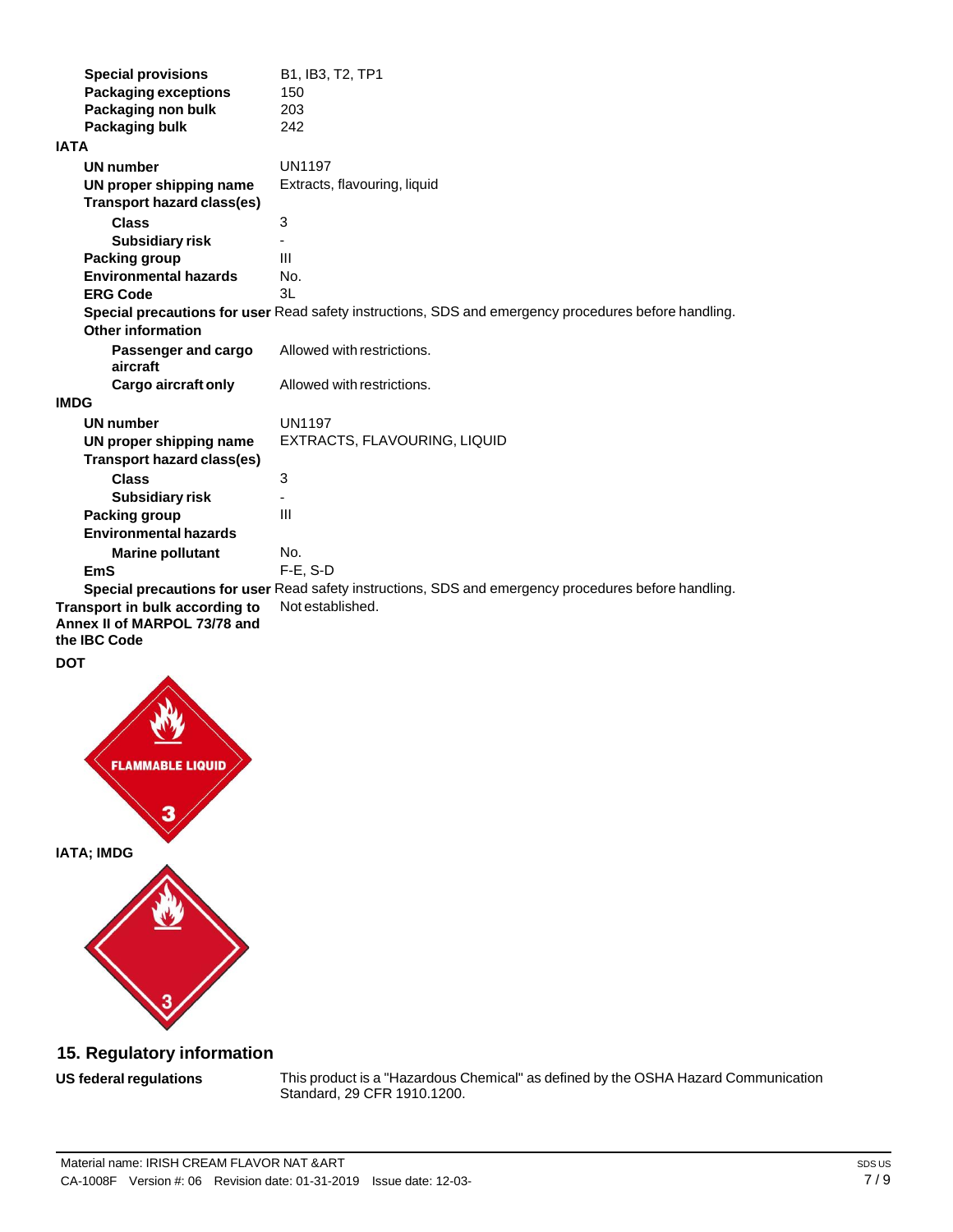| | |
|---|---|
| **Special provisions** | B1, IB3, T2, TP1 |
| **Packaging exceptions** | 150 |
| **Packaging non bulk** | 203 |
| **Packaging bulk** | 242 |

**IATA**

| | |
|---|---|
| **UN number** | UN1197 |
| **UN proper shipping name** | Extracts, flavouring, liquid |
| **Transport hazard class(es)** | |
| **Class** | 3 |
| **Subsidiary risk** | - |
| **Packing group** | III |
| **Environmental hazards** | No. |
| **ERG Code** | 3L |
| **Special precautions for user** | Read safety instructions, SDS and emergency procedures before handling. |
| **Other information** | |
| **Passenger and cargo aircraft** | Allowed with restrictions. |
| **Cargo aircraft only** | Allowed with restrictions. |

**IMDG**

| | |
|---|---|
| **UN number** | UN1197 |
| **UN proper shipping name** | EXTRACTS, FLAVOURING, LIQUID |
| **Transport hazard class(es)** | |
| **Class** | 3 |
| **Subsidiary risk** | - |
| **Packing group** | III |
| **Environmental hazards** | |
| **Marine pollutant** | No. |
| **EmS** | F-E, S-D |
| **Special precautions for user** | Read safety instructions, SDS and emergency procedures before handling. |

| | |
|---|---|
| **Transport in bulk according to Annex II of MARPOL 73/78 and the IBC Code** | Not established. |

**DOT**

FLAMMABLE LIQUID

3

**IATA; IMDG**

3

## 15. Regulatory information

**US federal regulations** This product is a "Hazardous Chemical" as defined by the OSHA Hazard Communication Standard, 29 CFR 1910.1200.

Material name: IRISH CREAM FLAVOR NAT &ART
CA-1008F Version #: 06 Revision date: 01-31-2019 Issue date: 12-03-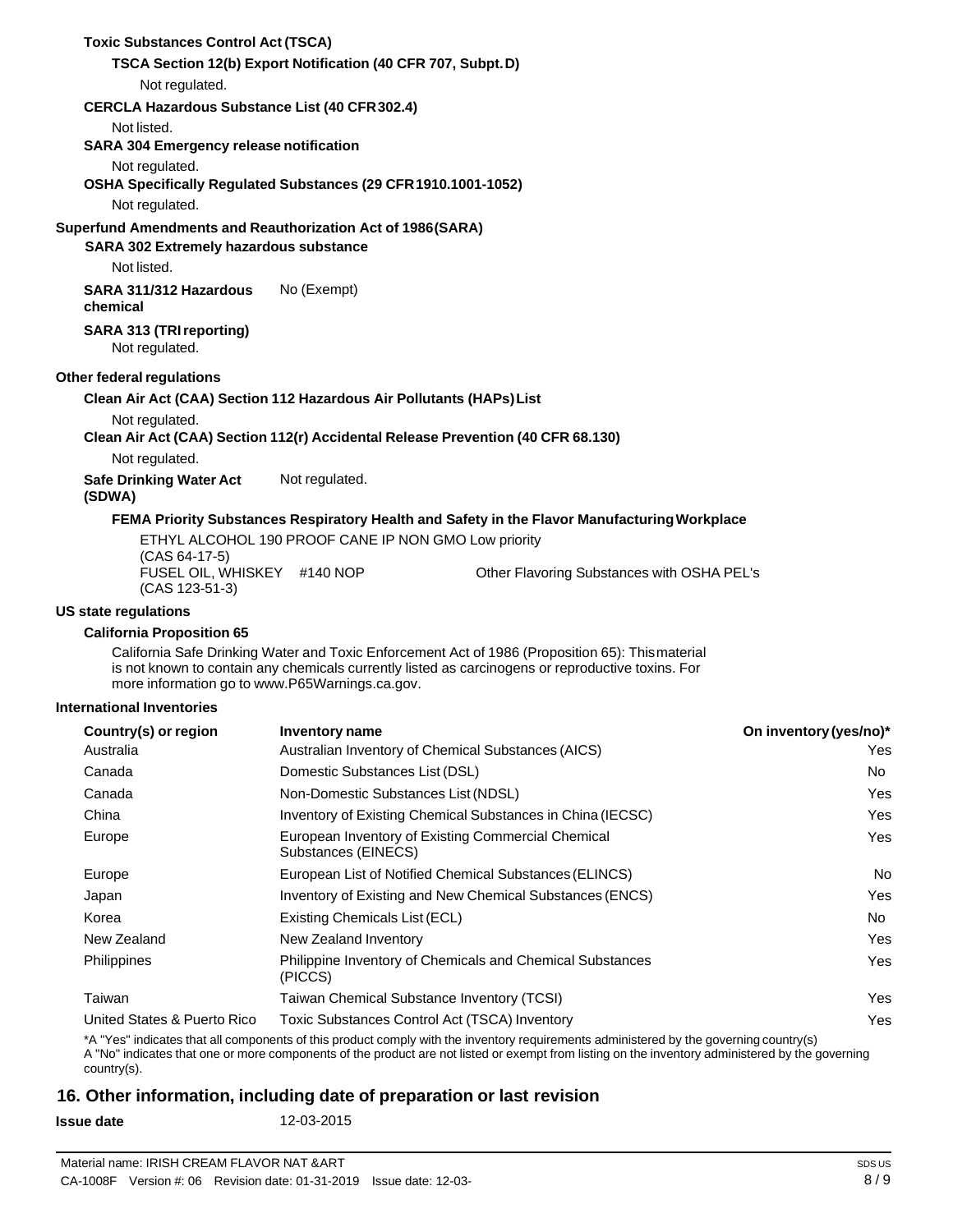**Toxic Substances Control Act (TSCA)**

**TSCA Section 12(b) Export Notification (40 CFR 707, Subpt. D)**

Not regulated.

**CERCLA Hazardous Substance List (40 CFR 302.4)**

Not listed.

**SARA 304 Emergency release notification**

Not regulated.

**OSHA Specifically Regulated Substances (29 CFR 1910.1001-1052)**

Not regulated.

**Superfund Amendments and Reauthorization Act of 1986 (SARA)**

**SARA 302 Extremely hazardous substance**

Not listed.

**SARA 311/312 Hazardous chemical** No (Exempt)

**SARA 313 (TRI reporting)**

Not regulated.

**Other federal regulations**

**Clean Air Act (CAA) Section 112 Hazardous Air Pollutants (HAPs) List**

Not regulated.

**Clean Air Act (CAA) Section 112(r) Accidental Release Prevention (40 CFR 68.130)**

Not regulated.

**Safe Drinking Water Act (SDWA)** Not regulated.

**FEMA Priority Substances Respiratory Health and Safety in the Flavor Manufacturing Workplace**

ETHYL ALCOHOL 190 PROOF CANE IP NON GMO Low priority (CAS 64-17-5)

FUSEL OIL, WHISKEY #140 NOP (CAS 123-51-3) Other Flavoring Substances with OSHA PEL's

**US state regulations**

**California Proposition 65**

California Safe Drinking Water and Toxic Enforcement Act of 1986 (Proposition 65): This material is not known to contain any chemicals currently listed as carcinogens or reproductive toxins. For more information go to www.P65Warnings.ca.gov.

**International Inventories**

| Country(s) or region | Inventory name | On inventory (yes/no)* |
|---|---|---|
| Australia | Australian Inventory of Chemical Substances (AICS) | Yes |
| Canada | Domestic Substances List (DSL) | No |
| Canada | Non-Domestic Substances List (NDSL) | Yes |
| China | Inventory of Existing Chemical Substances in China (IECSC) | Yes |
| Europe | European Inventory of Existing Commercial Chemical Substances (EINECS) | Yes |
| Europe | European List of Notified Chemical Substances (ELINCS) | No |
| Japan | Inventory of Existing and New Chemical Substances (ENCS) | Yes |
| Korea | Existing Chemicals List (ECL) | No |
| New Zealand | New Zealand Inventory | Yes |
| Philippines | Philippine Inventory of Chemicals and Chemical Substances (PICCS) | Yes |
| Taiwan | Taiwan Chemical Substance Inventory (TCSI) | Yes |
| United States & Puerto Rico | Toxic Substances Control Act (TSCA) Inventory | Yes |

*A "Yes" indicates that all components of this product comply with the inventory requirements administered by the governing country(s)
A "No" indicates that one or more components of the product are not listed or exempt from listing on the inventory administered by the governing country(s).

## 16. Other information, including date of preparation or last revision

**Issue date** 12-03-2015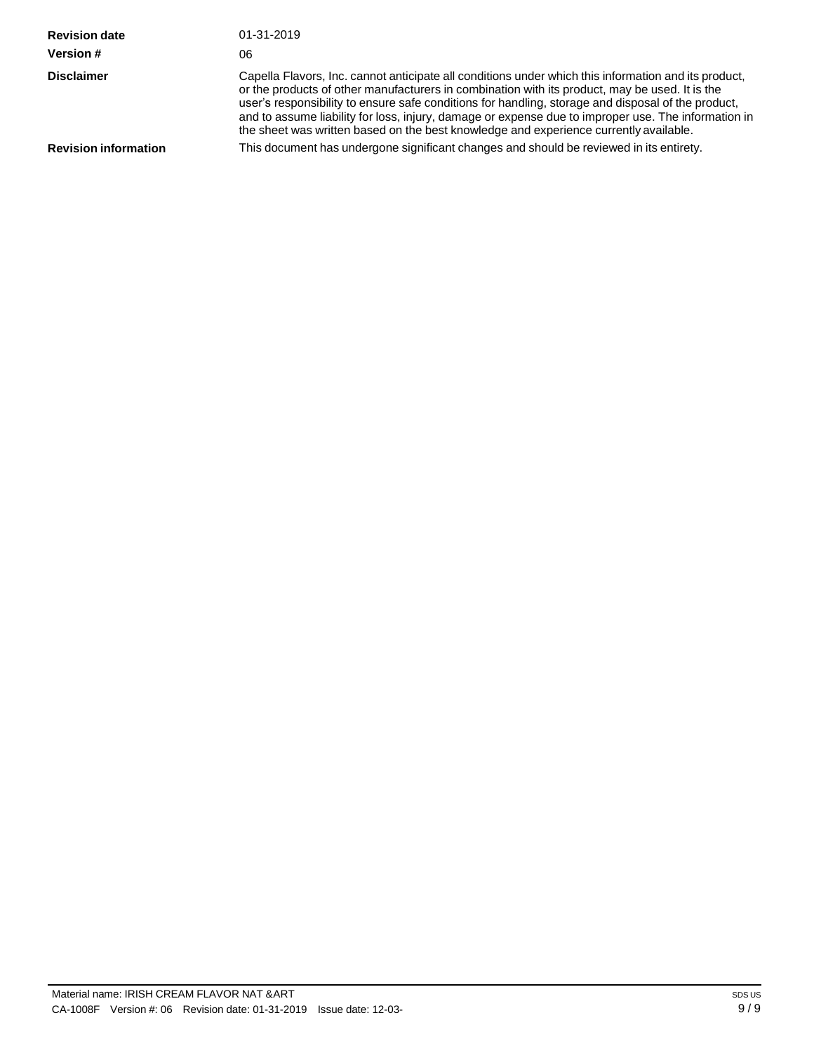**Revision date** 01-31-2019

**Version #** 06

**Disclaimer** Capella Flavors, Inc. cannot anticipate all conditions under which this information and its product, or the products of other manufacturers in combination with its product, may be used. It is the user's responsibility to ensure safe conditions for handling, storage and disposal of the product, and to assume liability for loss, injury, damage or expense due to improper use. The information in the sheet was written based on the best knowledge and experience currently available.

**Revision information** This document has undergone significant changes and should be reviewed in its entirety.